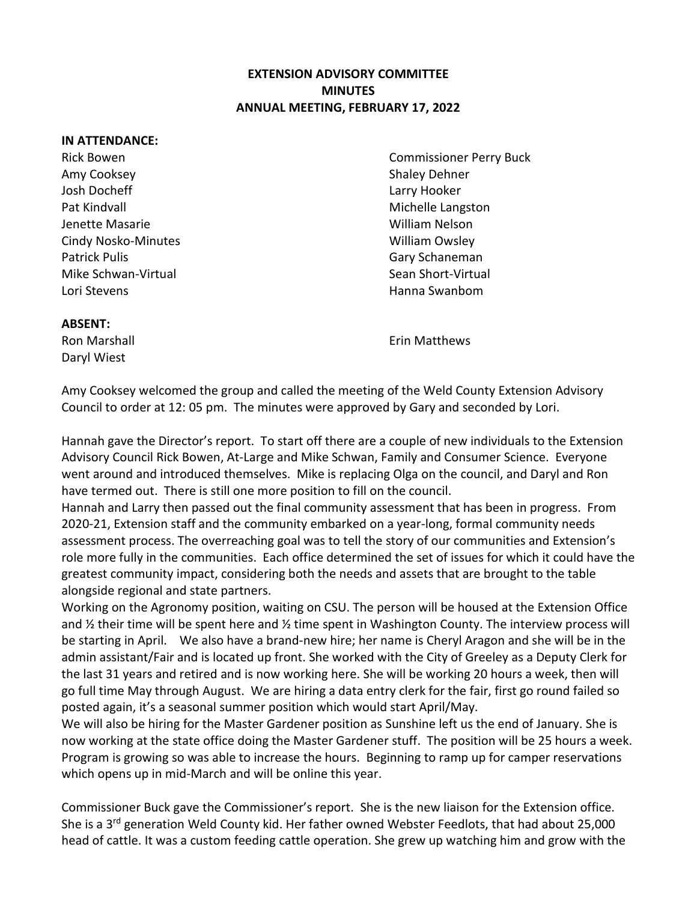**EXTENSION ADVISORY COMMITTEE**
**MINUTES**
**ANNUAL MEETING, FEBRUARY 17, 2022**

**IN ATTENDANCE:**

Rick Bowen
Amy Cooksey
Josh Docheff
Pat Kindvall
Jenette Masarie
Cindy Nosko-Minutes
Patrick Pulis
Mike Schwan-Virtual
Lori Stevens
Commissioner Perry Buck
Shaley Dehner
Larry Hooker
Michelle Langston
William Nelson
William Owsley
Gary Schaneman
Sean Short-Virtual
Hanna Swanbom

**ABSENT:**

Ron Marshall
Daryl Wiest
Erin Matthews

Amy Cooksey welcomed the group and called the meeting of the Weld County Extension Advisory Council to order at 12: 05 pm. The minutes were approved by Gary and seconded by Lori.

Hannah gave the Director's report. To start off there are a couple of new individuals to the Extension Advisory Council Rick Bowen, At-Large and Mike Schwan, Family and Consumer Science. Everyone went around and introduced themselves. Mike is replacing Olga on the council, and Daryl and Ron have termed out. There is still one more position to fill on the council.

Hannah and Larry then passed out the final community assessment that has been in progress. From 2020-21, Extension staff and the community embarked on a year-long, formal community needs assessment process. The overreaching goal was to tell the story of our communities and Extension's role more fully in the communities. Each office determined the set of issues for which it could have the greatest community impact, considering both the needs and assets that are brought to the table alongside regional and state partners.

Working on the Agronomy position, waiting on CSU. The person will be housed at the Extension Office and ½ their time will be spent here and ½ time spent in Washington County. The interview process will be starting in April. We also have a brand-new hire; her name is Cheryl Aragon and she will be in the admin assistant/Fair and is located up front. She worked with the City of Greeley as a Deputy Clerk for the last 31 years and retired and is now working here. She will be working 20 hours a week, then will go full time May through August. We are hiring a data entry clerk for the fair, first go round failed so posted again, it's a seasonal summer position which would start April/May.

We will also be hiring for the Master Gardener position as Sunshine left us the end of January. She is now working at the state office doing the Master Gardener stuff. The position will be 25 hours a week. Program is growing so was able to increase the hours. Beginning to ramp up for camper reservations which opens up in mid-March and will be online this year.

Commissioner Buck gave the Commissioner's report. She is the new liaison for the Extension office. She is a 3rd generation Weld County kid. Her father owned Webster Feedlots, that had about 25,000 head of cattle. It was a custom feeding cattle operation. She grew up watching him and grow with the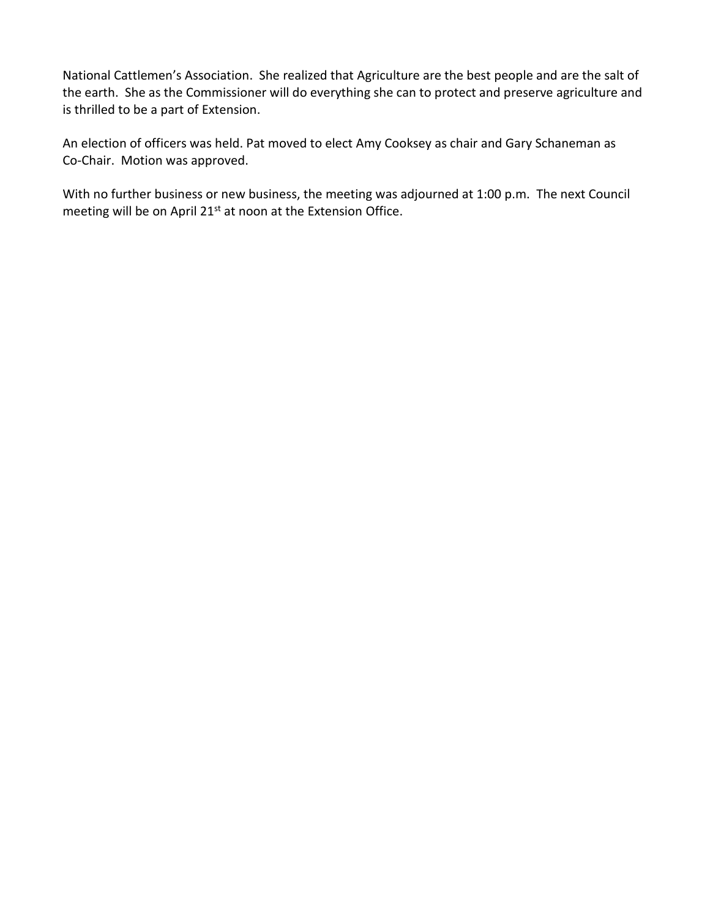National Cattlemen's Association. She realized that Agriculture are the best people and are the salt of the earth. She as the Commissioner will do everything she can to protect and preserve agriculture and is thrilled to be a part of Extension.

An election of officers was held. Pat moved to elect Amy Cooksey as chair and Gary Schaneman as Co-Chair. Motion was approved.

With no further business or new business, the meeting was adjourned at 1:00 p.m. The next Council meeting will be on April 21st at noon at the Extension Office.